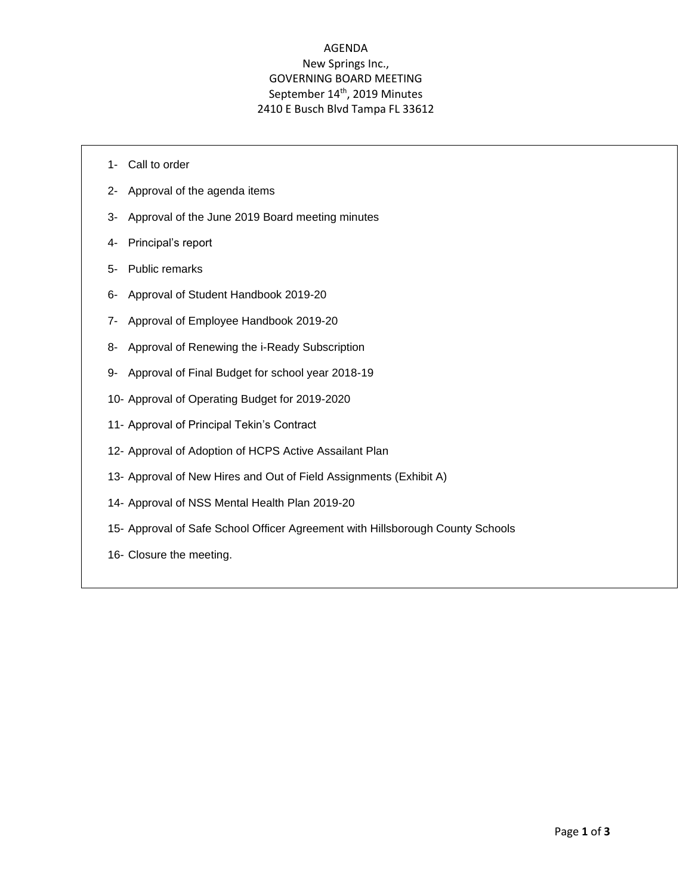# AGENDA

## New Springs Inc.,

## GOVERNING BOARD MEETING

## September 14th, 2019 Minutes

## 2410 E Busch Blvd Tampa FL 33612

1- Call to order
2- Approval of the agenda items
3- Approval of the June 2019 Board meeting minutes
4- Principal's report
5- Public remarks
6- Approval of Student Handbook 2019-20
7- Approval of Employee Handbook 2019-20
8- Approval of Renewing the i-Ready Subscription
9- Approval of Final Budget for school year 2018-19
10- Approval of Operating Budget for 2019-2020
11- Approval of Principal Tekin's Contract
12- Approval of Adoption of HCPS Active Assailant Plan
13- Approval of New Hires and Out of Field Assignments (Exhibit A)
14- Approval of NSS Mental Health Plan 2019-20
15- Approval of Safe School Officer Agreement with Hillsborough County Schools
16- Closure the meeting.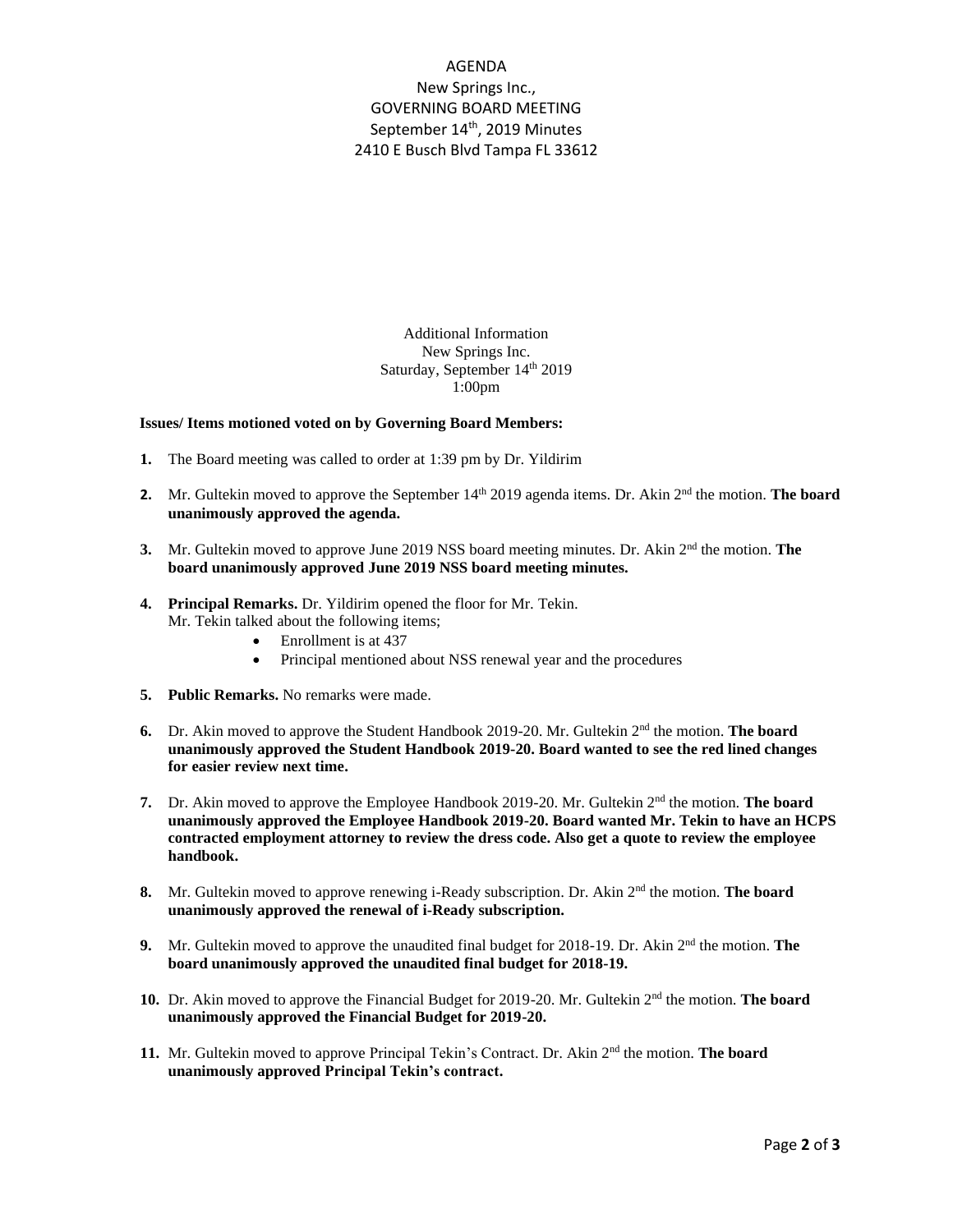AGENDA
New Springs Inc.,
GOVERNING BOARD MEETING
September 14th, 2019 Minutes
2410 E Busch Blvd Tampa FL 33612

Additional Information
New Springs Inc.
Saturday, September 14th 2019
1:00pm

**Issues/ Items motioned voted on by Governing Board Members:**

1. The Board meeting was called to order at 1:39 pm by Dr. Yildirim

2. Mr. Gultekin moved to approve the September 14th 2019 agenda items. Dr. Akin 2nd the motion. **The board unanimously approved the agenda.**

3. Mr. Gultekin moved to approve June 2019 NSS board meeting minutes. Dr. Akin 2nd the motion. **The board unanimously approved June 2019 NSS board meeting minutes.**

4. **Principal Remarks.** Dr. Yildirim opened the floor for Mr. Tekin.
   Mr. Tekin talked about the following items;
   - Enrollment is at 437
   - Principal mentioned about NSS renewal year and the procedures

5. **Public Remarks.** No remarks were made.

6. Dr. Akin moved to approve the Student Handbook 2019-20. Mr. Gultekin 2nd the motion. **The board unanimously approved the Student Handbook 2019-20. Board wanted to see the red lined changes for easier review next time.**

7. Dr. Akin moved to approve the Employee Handbook 2019-20. Mr. Gultekin 2nd the motion. **The board unanimously approved the Employee Handbook 2019-20. Board wanted Mr. Tekin to have an HCPS contracted employment attorney to review the dress code. Also get a quote to review the employee handbook.**

8. Mr. Gultekin moved to approve renewing i-Ready subscription. Dr. Akin 2nd the motion. **The board unanimously approved the renewal of i-Ready subscription.**

9. Mr. Gultekin moved to approve the unaudited final budget for 2018-19. Dr. Akin 2nd the motion. **The board unanimously approved the unaudited final budget for 2018-19.**

10. Dr. Akin moved to approve the Financial Budget for 2019-20. Mr. Gultekin 2nd the motion. **The board unanimously approved the Financial Budget for 2019-20.**

11. Mr. Gultekin moved to approve Principal Tekin's Contract. Dr. Akin 2nd the motion. **The board unanimously approved Principal Tekin's contract.**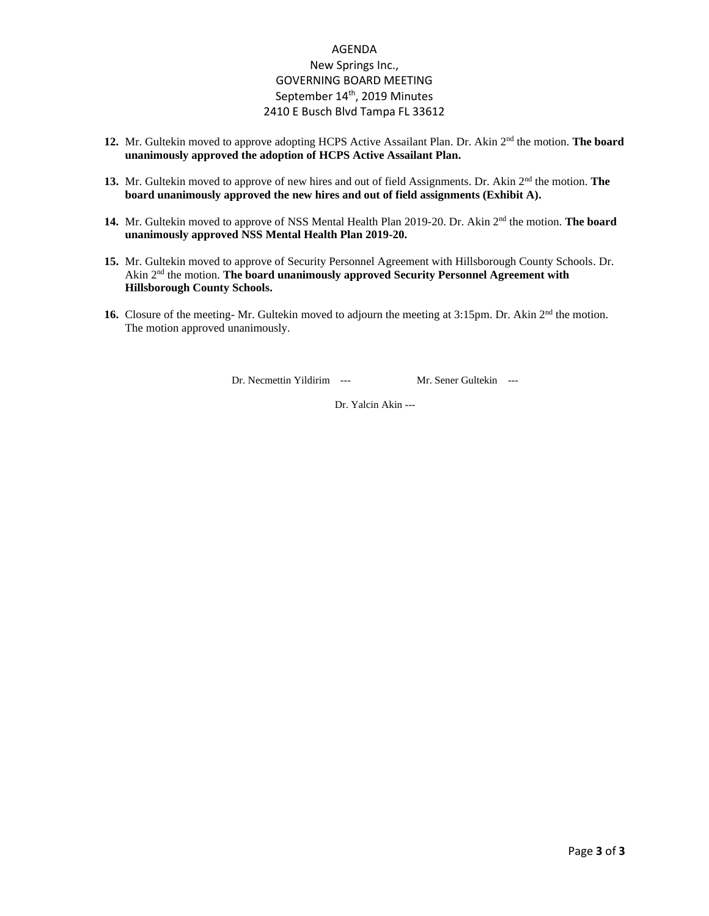AGENDA
New Springs Inc.,
GOVERNING BOARD MEETING
September 14th, 2019 Minutes
2410 E Busch Blvd Tampa FL 33612

12. Mr. Gultekin moved to approve adopting HCPS Active Assailant Plan. Dr. Akin 2nd the motion. **The board unanimously approved the adoption of HCPS Active Assailant Plan.**

13. Mr. Gultekin moved to approve of new hires and out of field Assignments. Dr. Akin 2nd the motion. **The board unanimously approved the new hires and out of field assignments (Exhibit A).**

14. Mr. Gultekin moved to approve of NSS Mental Health Plan 2019-20. Dr. Akin 2nd the motion. **The board unanimously approved NSS Mental Health Plan 2019-20.**

15. Mr. Gultekin moved to approve of Security Personnel Agreement with Hillsborough County Schools. Dr. Akin 2nd the motion. **The board unanimously approved Security Personnel Agreement with Hillsborough County Schools.**

16. Closure of the meeting- Mr. Gultekin moved to adjourn the meeting at 3:15pm. Dr. Akin 2nd the motion. The motion approved unanimously.

Dr. Necmettin Yildirim --- Mr. Sener Gultekin ---

Dr. Yalcin Akin ---